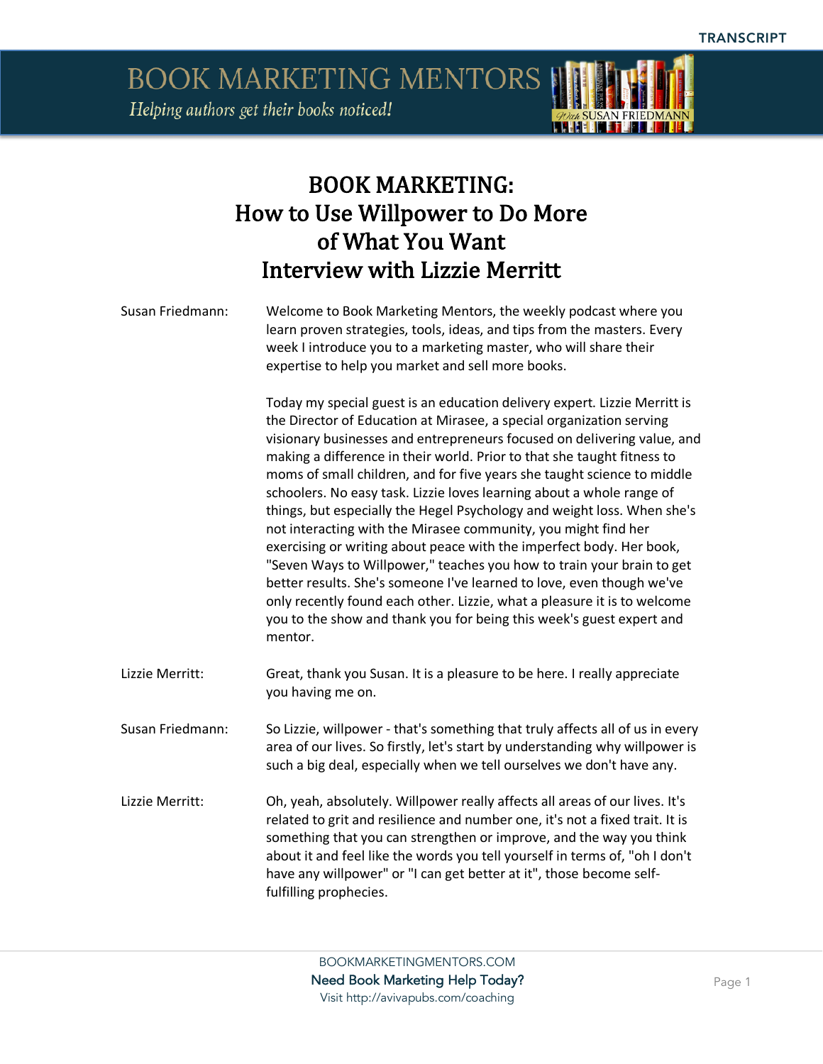# BOOK MARKETING: How to Use Willpower to Do More of What You Want Interview with Lizzie Merritt

**Susan Friedmann:** Welcome to Book Marketing Mentors, the weekly podcast where you learn proven strategies, tools, ideas, and tips from the masters. Every week I introduce you to a marketing master, who will share their expertise to help you market and sell more books.

Today my special guest is an education delivery expert. Lizzie Merritt is the Director of Education at Mirasee, a special organization serving visionary businesses and entrepreneurs focused on delivering value, and making a difference in their world. Prior to that she taught fitness to moms of small children, and for five years she taught science to middle schoolers. No easy task. Lizzie loves learning about a whole range of things, but especially the Hegel Psychology and weight loss. When she's not interacting with the Mirasee community, you might find her exercising or writing about peace with the imperfect body. Her book, "Seven Ways to Willpower," teaches you how to train your brain to get better results. She's someone I've learned to love, even though we've only recently found each other. Lizzie, what a pleasure it is to welcome you to the show and thank you for being this week's guest expert and mentor.

**Lizzie Merritt:** Great, thank you Susan. It is a pleasure to be here. I really appreciate you having me on.

**Susan Friedmann:** So Lizzie, willpower - that's something that truly affects all of us in every area of our lives. So firstly, let's start by understanding why willpower is such a big deal, especially when we tell ourselves we don't have any.

**Lizzie Merritt:** Oh, yeah, absolutely. Willpower really affects all areas of our lives. It's related to grit and resilience and number one, it's not a fixed trait. It is something that you can strengthen or improve, and the way you think about it and feel like the words you tell yourself in terms of, "oh I don't have any willpower" or "I can get better at it", those become self-fulfilling prophecies.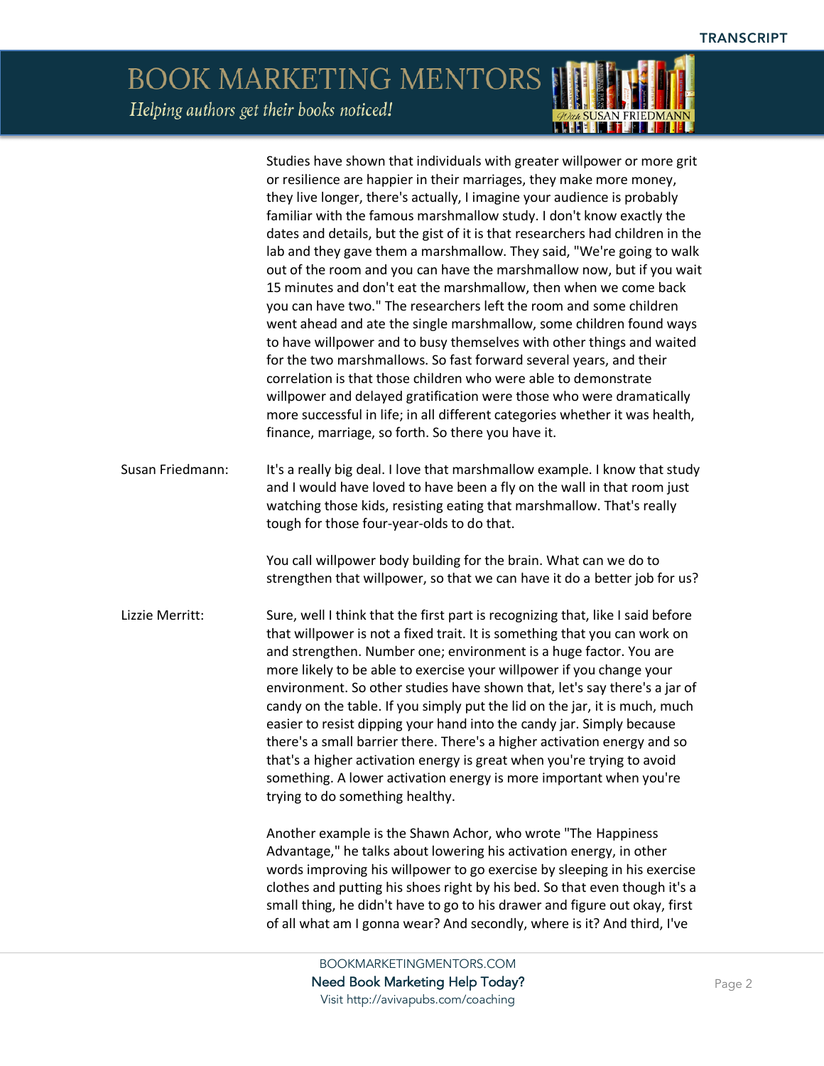Studies have shown that individuals with greater willpower or more grit or resilience are happier in their marriages, they make more money, they live longer, there's actually, I imagine your audience is probably familiar with the famous marshmallow study. I don't know exactly the dates and details, but the gist of it is that researchers had children in the lab and they gave them a marshmallow. They said, "We're going to walk out of the room and you can have the marshmallow now, but if you wait 15 minutes and don't eat the marshmallow, then when we come back you can have two." The researchers left the room and some children went ahead and ate the single marshmallow, some children found ways to have willpower and to busy themselves with other things and waited for the two marshmallows. So fast forward several years, and their correlation is that those children who were able to demonstrate willpower and delayed gratification were those who were dramatically more successful in life; in all different categories whether it was health, finance, marriage, so forth. So there you have it.

Susan Friedmann: It's a really big deal. I love that marshmallow example. I know that study and I would have loved to have been a fly on the wall in that room just watching those kids, resisting eating that marshmallow. That's really tough for those four-year-olds to do that.

You call willpower body building for the brain. What can we do to strengthen that willpower, so that we can have it do a better job for us?

Lizzie Merritt: Sure, well I think that the first part is recognizing that, like I said before that willpower is not a fixed trait. It is something that you can work on and strengthen. Number one; environment is a huge factor. You are more likely to be able to exercise your willpower if you change your environment. So other studies have shown that, let's say there's a jar of candy on the table. If you simply put the lid on the jar, it is much, much easier to resist dipping your hand into the candy jar. Simply because there's a small barrier there. There's a higher activation energy and so that's a higher activation energy is great when you're trying to avoid something. A lower activation energy is more important when you're trying to do something healthy.

Another example is the Shawn Achor, who wrote "The Happiness Advantage," he talks about lowering his activation energy, in other words improving his willpower to go exercise by sleeping in his exercise clothes and putting his shoes right by his bed. So that even though it's a small thing, he didn't have to go to his drawer and figure out okay, first of all what am I gonna wear? And secondly, where is it? And third, I've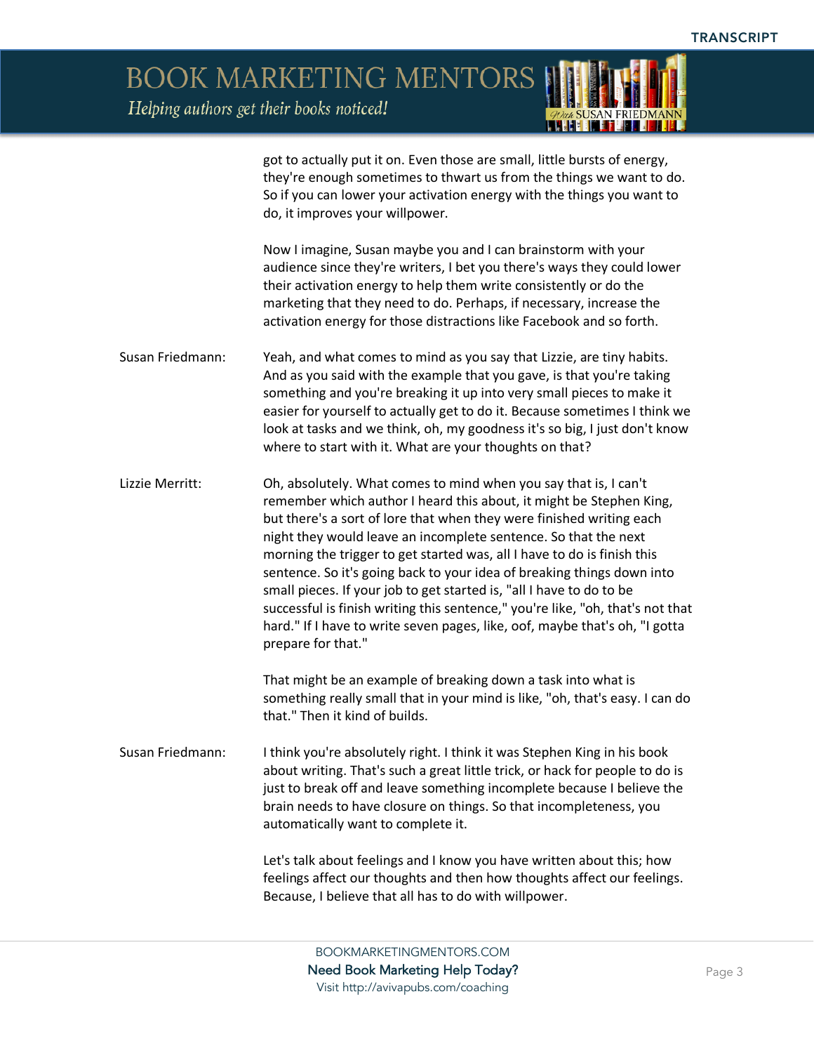got to actually put it on. Even those are small, little bursts of energy, they're enough sometimes to thwart us from the things we want to do. So if you can lower your activation energy with the things you want to do, it improves your willpower.

Now I imagine, Susan maybe you and I can brainstorm with your audience since they're writers, I bet you there's ways they could lower their activation energy to help them write consistently or do the marketing that they need to do. Perhaps, if necessary, increase the activation energy for those distractions like Facebook and so forth.

**Susan Friedmann:** Yeah, and what comes to mind as you say that Lizzie, are tiny habits. And as you said with the example that you gave, is that you're taking something and you're breaking it up into very small pieces to make it easier for yourself to actually get to do it. Because sometimes I think we look at tasks and we think, oh, my goodness it's so big, I just don't know where to start with it. What are your thoughts on that?

**Lizzie Merritt:** Oh, absolutely. What comes to mind when you say that is, I can't remember which author I heard this about, it might be Stephen King, but there's a sort of lore that when they were finished writing each night they would leave an incomplete sentence. So that the next morning the trigger to get started was, all I have to do is finish this sentence. So it's going back to your idea of breaking things down into small pieces. If your job to get started is, "all I have to do to be successful is finish writing this sentence," you're like, "oh, that's not that hard." If I have to write seven pages, like, oof, maybe that's oh, "I gotta prepare for that."

That might be an example of breaking down a task into what is something really small that in your mind is like, "oh, that's easy. I can do that." Then it kind of builds.

**Susan Friedmann:** I think you're absolutely right. I think it was Stephen King in his book about writing. That's such a great little trick, or hack for people to do is just to break off and leave something incomplete because I believe the brain needs to have closure on things. So that incompleteness, you automatically want to complete it.

Let's talk about feelings and I know you have written about this; how feelings affect our thoughts and then how thoughts affect our feelings. Because, I believe that all has to do with willpower.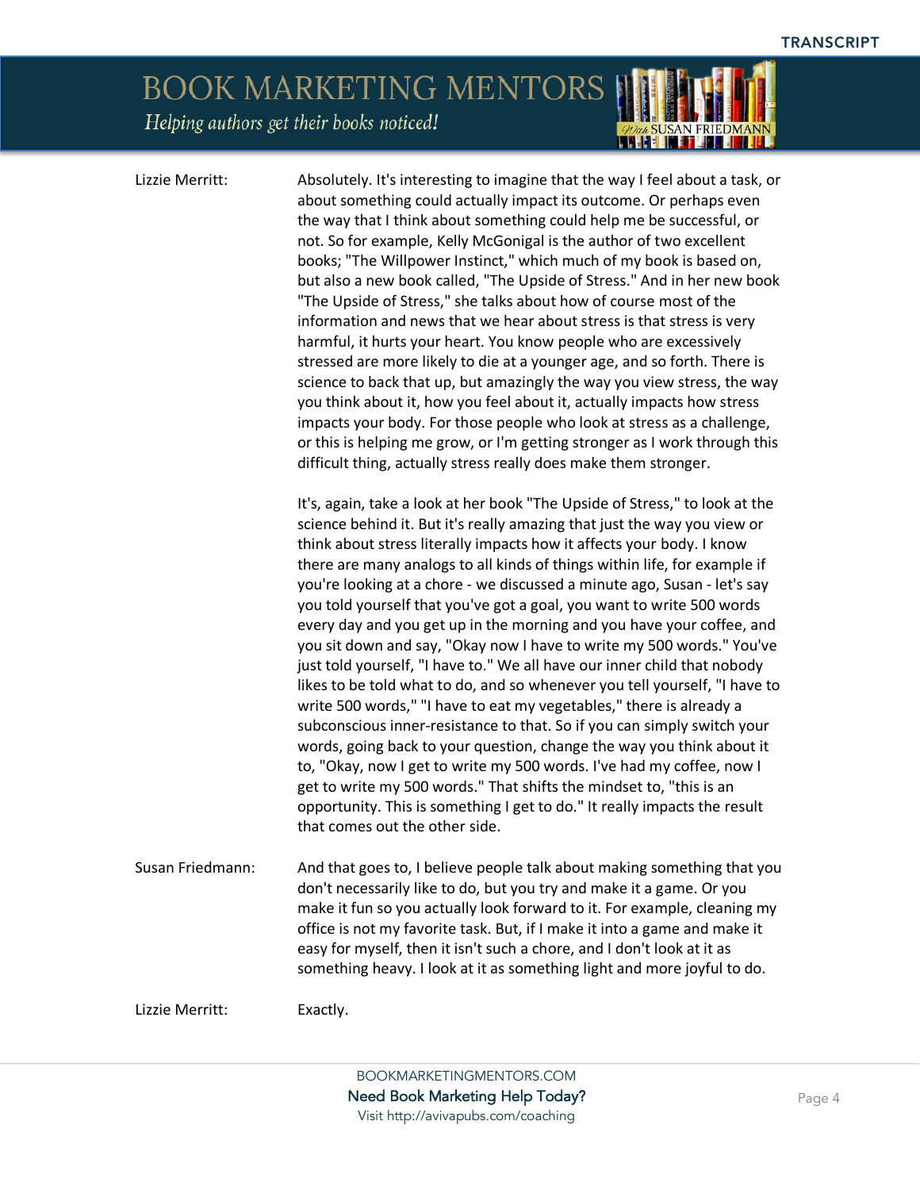**Lizzie Merritt:** Absolutely. It's interesting to imagine that the way I feel about a task, or about something could actually impact its outcome. Or perhaps even the way that I think about something could help me be successful, or not. So for example, Kelly McGonigal is the author of two excellent books; "The Willpower Instinct," which much of my book is based on, but also a new book called, "The Upside of Stress." And in her new book "The Upside of Stress," she talks about how of course most of the information and news that we hear about stress is that stress is very harmful, it hurts your heart. You know people who are excessively stressed are more likely to die at a younger age, and so forth. There is science to back that up, but amazingly the way you view stress, the way you think about it, how you feel about it, actually impacts how stress impacts your body. For those people who look at stress as a challenge, or this is helping me grow, or I'm getting stronger as I work through this difficult thing, actually stress really does make them stronger.

It's, again, take a look at her book "The Upside of Stress," to look at the science behind it. But it's really amazing that just the way you view or think about stress literally impacts how it affects your body. I know there are many analogs to all kinds of things within life, for example if you're looking at a chore - we discussed a minute ago, Susan - let's say you told yourself that you've got a goal, you want to write 500 words every day and you get up in the morning and you have your coffee, and you sit down and say, "Okay now I have to write my 500 words." You've just told yourself, "I have to." We all have our inner child that nobody likes to be told what to do, and so whenever you tell yourself, "I have to write 500 words," "I have to eat my vegetables," there is already a subconscious inner-resistance to that. So if you can simply switch your words, going back to your question, change the way you think about it to, "Okay, now I get to write my 500 words. I've had my coffee, now I get to write my 500 words." That shifts the mindset to, "this is an opportunity. This is something I get to do." It really impacts the result that comes out the other side.

**Susan Friedmann:** And that goes to, I believe people talk about making something that you don't necessarily like to do, but you try and make it a game. Or you make it fun so you actually look forward to it. For example, cleaning my office is not my favorite task. But, if I make it into a game and make it easy for myself, then it isn't such a chore, and I don't look at it as something heavy. I look at it as something light and more joyful to do.

**Lizzie Merritt:** Exactly.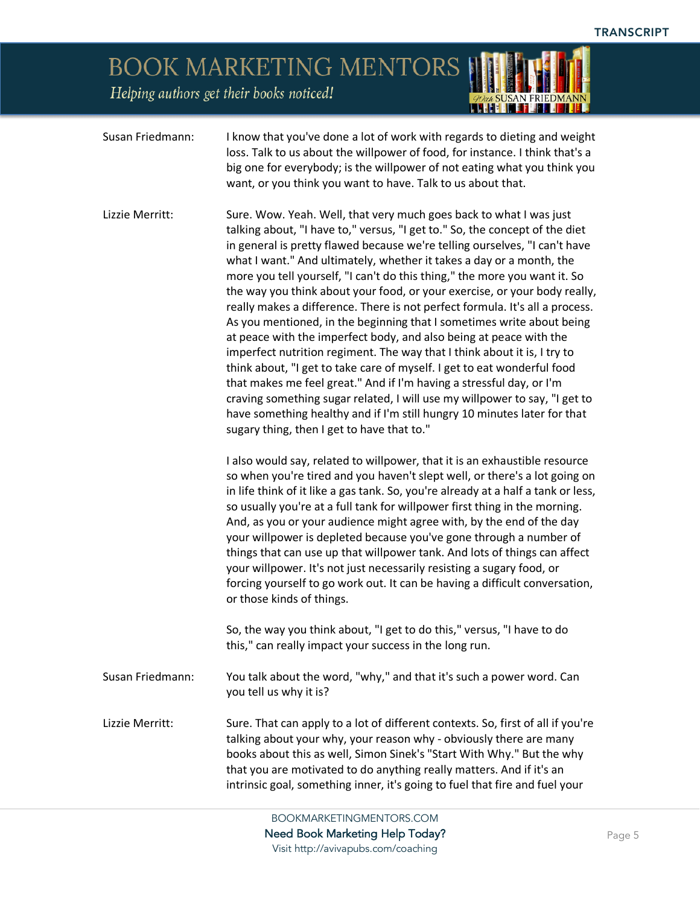**Susan Friedmann:** I know that you've done a lot of work with regards to dieting and weight loss. Talk to us about the willpower of food, for instance. I think that's a big one for everybody; is the willpower of not eating what you think you want, or you think you want to have. Talk to us about that.

**Lizzie Merritt:** Sure. Wow. Yeah. Well, that very much goes back to what I was just talking about, "I have to," versus, "I get to." So, the concept of the diet in general is pretty flawed because we're telling ourselves, "I can't have what I want." And ultimately, whether it takes a day or a month, the more you tell yourself, "I can't do this thing," the more you want it. So the way you think about your food, or your exercise, or your body really, really makes a difference. There is not perfect formula. It's all a process. As you mentioned, in the beginning that I sometimes write about being at peace with the imperfect body, and also being at peace with the imperfect nutrition regiment. The way that I think about it is, I try to think about, "I get to take care of myself. I get to eat wonderful food that makes me feel great." And if I'm having a stressful day, or I'm craving something sugar related, I will use my willpower to say, "I get to have something healthy and if I'm still hungry 10 minutes later for that sugary thing, then I get to have that to."

I also would say, related to willpower, that it is an exhaustible resource so when you're tired and you haven't slept well, or there's a lot going on in life think of it like a gas tank. So, you're already at a half a tank or less, so usually you're at a full tank for willpower first thing in the morning. And, as you or your audience might agree with, by the end of the day your willpower is depleted because you've gone through a number of things that can use up that willpower tank. And lots of things can affect your willpower. It's not just necessarily resisting a sugary food, or forcing yourself to go work out. It can be having a difficult conversation, or those kinds of things.

So, the way you think about, "I get to do this," versus, "I have to do this," can really impact your success in the long run.

**Susan Friedmann:** You talk about the word, "why," and that it's such a power word. Can you tell us why it is?

**Lizzie Merritt:** Sure. That can apply to a lot of different contexts. So, first of all if you're talking about your why, your reason why - obviously there are many books about this as well, Simon Sinek's "Start With Why." But the why that you are motivated to do anything really matters. And if it's an intrinsic goal, something inner, it's going to fuel that fire and fuel your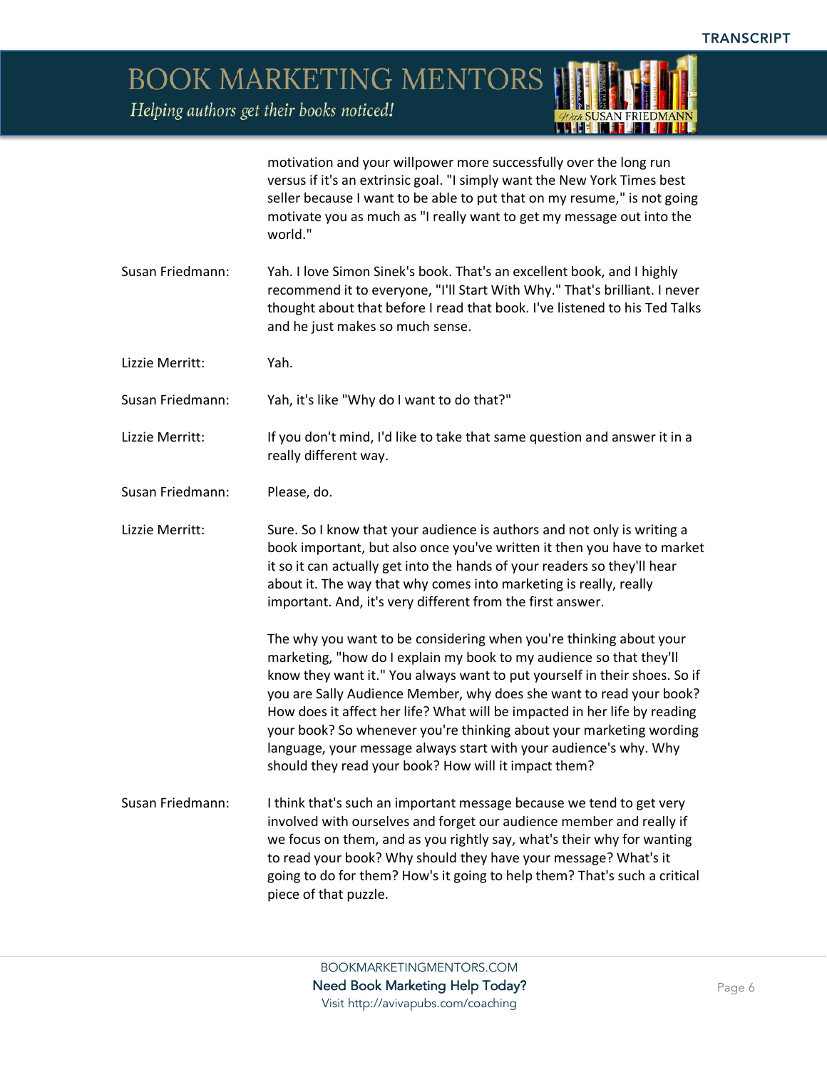motivation and your willpower more successfully over the long run versus if it's an extrinsic goal. "I simply want the New York Times best seller because I want to be able to put that on my resume," is not going motivate you as much as "I really want to get my message out into the world."

**Susan Friedmann:** Yah. I love Simon Sinek's book. That's an excellent book, and I highly recommend it to everyone, "I'll Start With Why." That's brilliant. I never thought about that before I read that book. I've listened to his Ted Talks and he just makes so much sense.

**Lizzie Merritt:** Yah.

**Susan Friedmann:** Yah, it's like "Why do I want to do that?"

**Lizzie Merritt:** If you don't mind, I'd like to take that same question and answer it in a really different way.

**Susan Friedmann:** Please, do.

**Lizzie Merritt:** Sure. So I know that your audience is authors and not only is writing a book important, but also once you've written it then you have to market it so it can actually get into the hands of your readers so they'll hear about it. The way that why comes into marketing is really, really important. And, it's very different from the first answer.

The why you want to be considering when you're thinking about your marketing, "how do I explain my book to my audience so that they'll know they want it." You always want to put yourself in their shoes. So if you are Sally Audience Member, why does she want to read your book? How does it affect her life? What will be impacted in her life by reading your book? So whenever you're thinking about your marketing wording language, your message always start with your audience's why. Why should they read your book? How will it impact them?

**Susan Friedmann:** I think that's such an important message because we tend to get very involved with ourselves and forget our audience member and really if we focus on them, and as you rightly say, what's their why for wanting to read your book? Why should they have your message? What's it going to do for them? How's it going to help them? That's such a critical piece of that puzzle.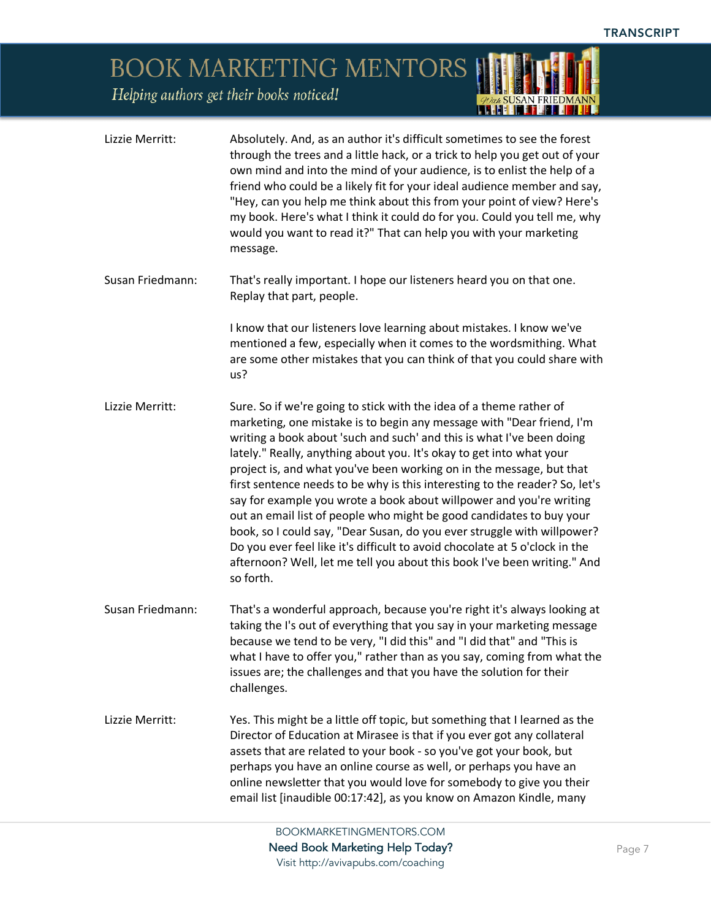**Lizzie Merritt:** Absolutely. And, as an author it's difficult sometimes to see the forest through the trees and a little hack, or a trick to help you get out of your own mind and into the mind of your audience, is to enlist the help of a friend who could be a likely fit for your ideal audience member and say, "Hey, can you help me think about this from your point of view? Here's my book. Here's what I think it could do for you. Could you tell me, why would you want to read it?" That can help you with your marketing message.

**Susan Friedmann:** That's really important. I hope our listeners heard you on that one. Replay that part, people.

I know that our listeners love learning about mistakes. I know we've mentioned a few, especially when it comes to the wordsmithing. What are some other mistakes that you can think of that you could share with us?

**Lizzie Merritt:** Sure. So if we're going to stick with the idea of a theme rather of marketing, one mistake is to begin any message with "Dear friend, I'm writing a book about 'such and such' and this is what I've been doing lately." Really, anything about you. It's okay to get into what your project is, and what you've been working on in the message, but that first sentence needs to be why is this interesting to the reader? So, let's say for example you wrote a book about willpower and you're writing out an email list of people who might be good candidates to buy your book, so I could say, "Dear Susan, do you ever struggle with willpower? Do you ever feel like it's difficult to avoid chocolate at 5 o'clock in the afternoon? Well, let me tell you about this book I've been writing." And so forth.

**Susan Friedmann:** That's a wonderful approach, because you're right it's always looking at taking the I's out of everything that you say in your marketing message because we tend to be very, "I did this" and "I did that" and "This is what I have to offer you," rather than as you say, coming from what the issues are; the challenges and that you have the solution for their challenges.

**Lizzie Merritt:** Yes. This might be a little off topic, but something that I learned as the Director of Education at Mirasee is that if you ever got any collateral assets that are related to your book - so you've got your book, but perhaps you have an online course as well, or perhaps you have an online newsletter that you would love for somebody to give you their email list [inaudible 00:17:42], as you know on Amazon Kindle, many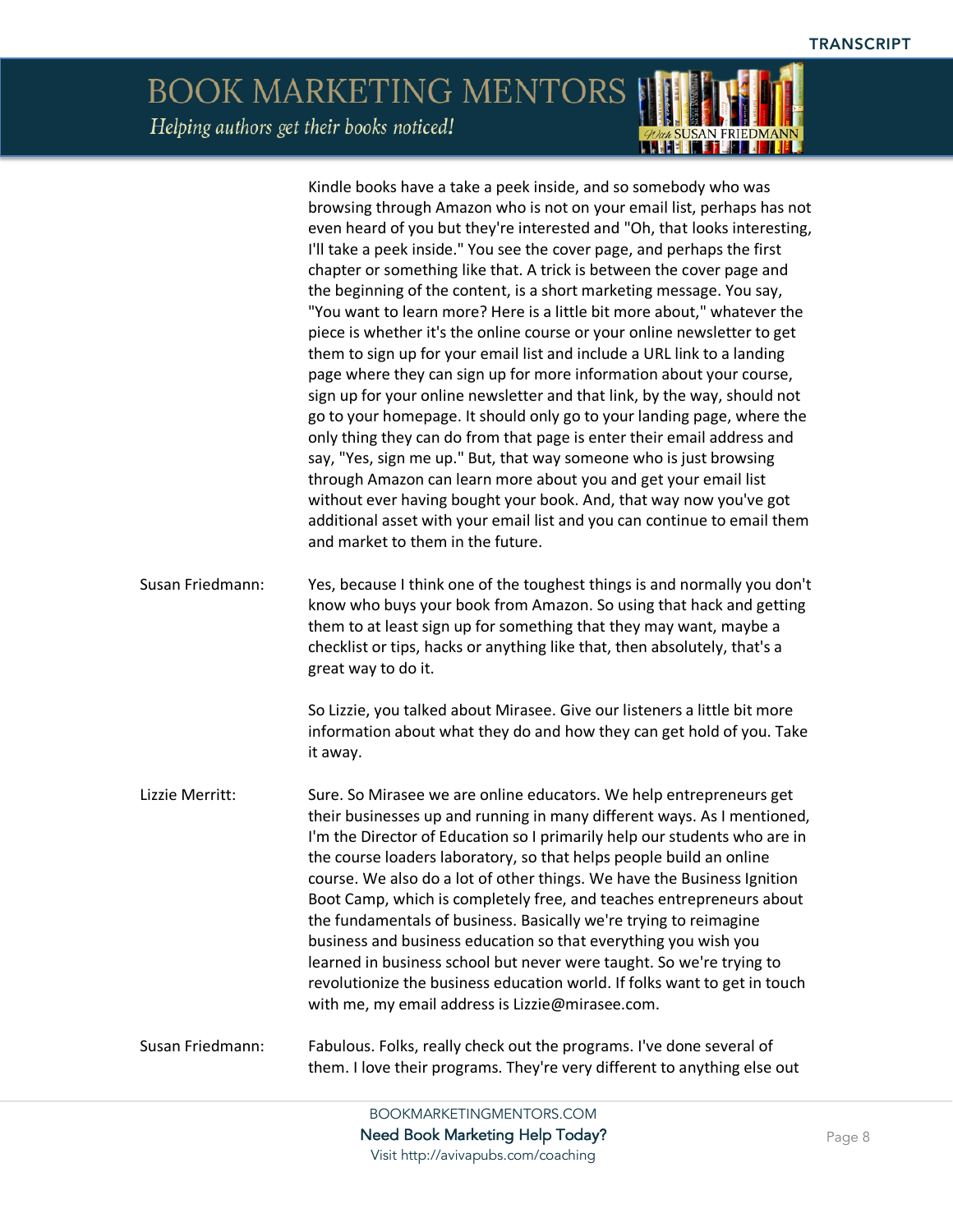Kindle books have a take a peek inside, and so somebody who was browsing through Amazon who is not on your email list, perhaps has not even heard of you but they're interested and "Oh, that looks interesting, I'll take a peek inside." You see the cover page, and perhaps the first chapter or something like that. A trick is between the cover page and the beginning of the content, is a short marketing message. You say, "You want to learn more? Here is a little bit more about," whatever the piece is whether it's the online course or your online newsletter to get them to sign up for your email list and include a URL link to a landing page where they can sign up for more information about your course, sign up for your online newsletter and that link, by the way, should not go to your homepage. It should only go to your landing page, where the only thing they can do from that page is enter their email address and say, "Yes, sign me up." But, that way someone who is just browsing through Amazon can learn more about you and get your email list without ever having bought your book. And, that way now you've got additional asset with your email list and you can continue to email them and market to them in the future.

**Susan Friedmann:** Yes, because I think one of the toughest things is and normally you don't know who buys your book from Amazon. So using that hack and getting them to at least sign up for something that they may want, maybe a checklist or tips, hacks or anything like that, then absolutely, that's a great way to do it.

So Lizzie, you talked about Mirasee. Give our listeners a little bit more information about what they do and how they can get hold of you. Take it away.

**Lizzie Merritt:** Sure. So Mirasee we are online educators. We help entrepreneurs get their businesses up and running in many different ways. As I mentioned, I'm the Director of Education so I primarily help our students who are in the course loaders laboratory, so that helps people build an online course. We also do a lot of other things. We have the Business Ignition Boot Camp, which is completely free, and teaches entrepreneurs about the fundamentals of business. Basically we're trying to reimagine business and business education so that everything you wish you learned in business school but never were taught. So we're trying to revolutionize the business education world. If folks want to get in touch with me, my email address is Lizzie@mirasee.com.

**Susan Friedmann:** Fabulous. Folks, really check out the programs. I've done several of them. I love their programs. They're very different to anything else out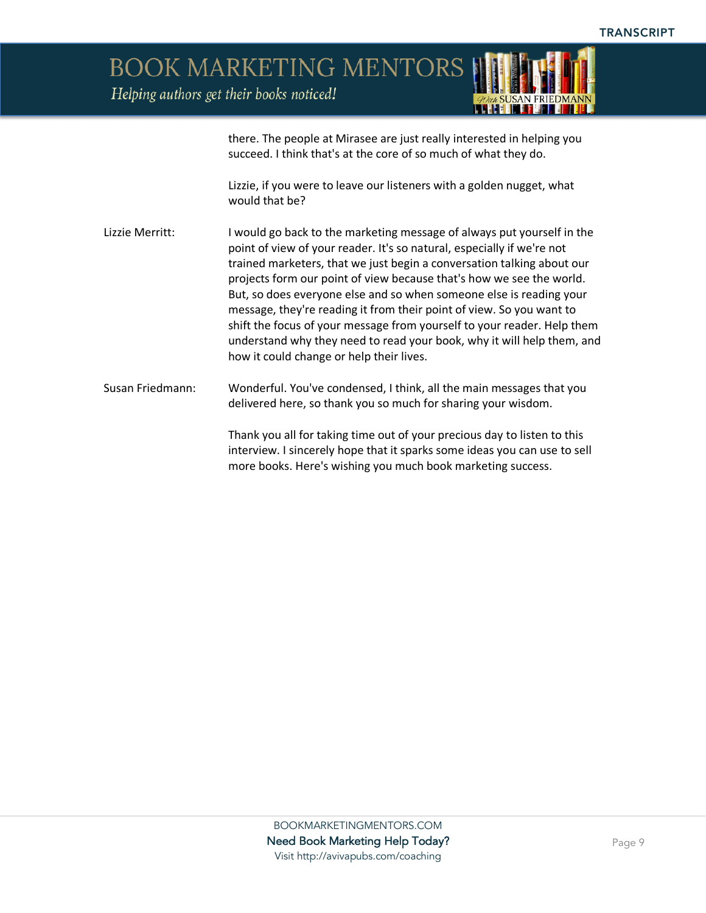there. The people at Mirasee are just really interested in helping you succeed. I think that's at the core of so much of what they do.

Lizzie, if you were to leave our listeners with a golden nugget, what would that be?

Lizzie Merritt: I would go back to the marketing message of always put yourself in the point of view of your reader. It's so natural, especially if we're not trained marketers, that we just begin a conversation talking about our projects form our point of view because that's how we see the world. But, so does everyone else and so when someone else is reading your message, they're reading it from their point of view. So you want to shift the focus of your message from yourself to your reader. Help them understand why they need to read your book, why it will help them, and how it could change or help their lives.

Susan Friedmann: Wonderful. You've condensed, I think, all the main messages that you delivered here, so thank you so much for sharing your wisdom.

Thank you all for taking time out of your precious day to listen to this interview. I sincerely hope that it sparks some ideas you can use to sell more books. Here's wishing you much book marketing success.